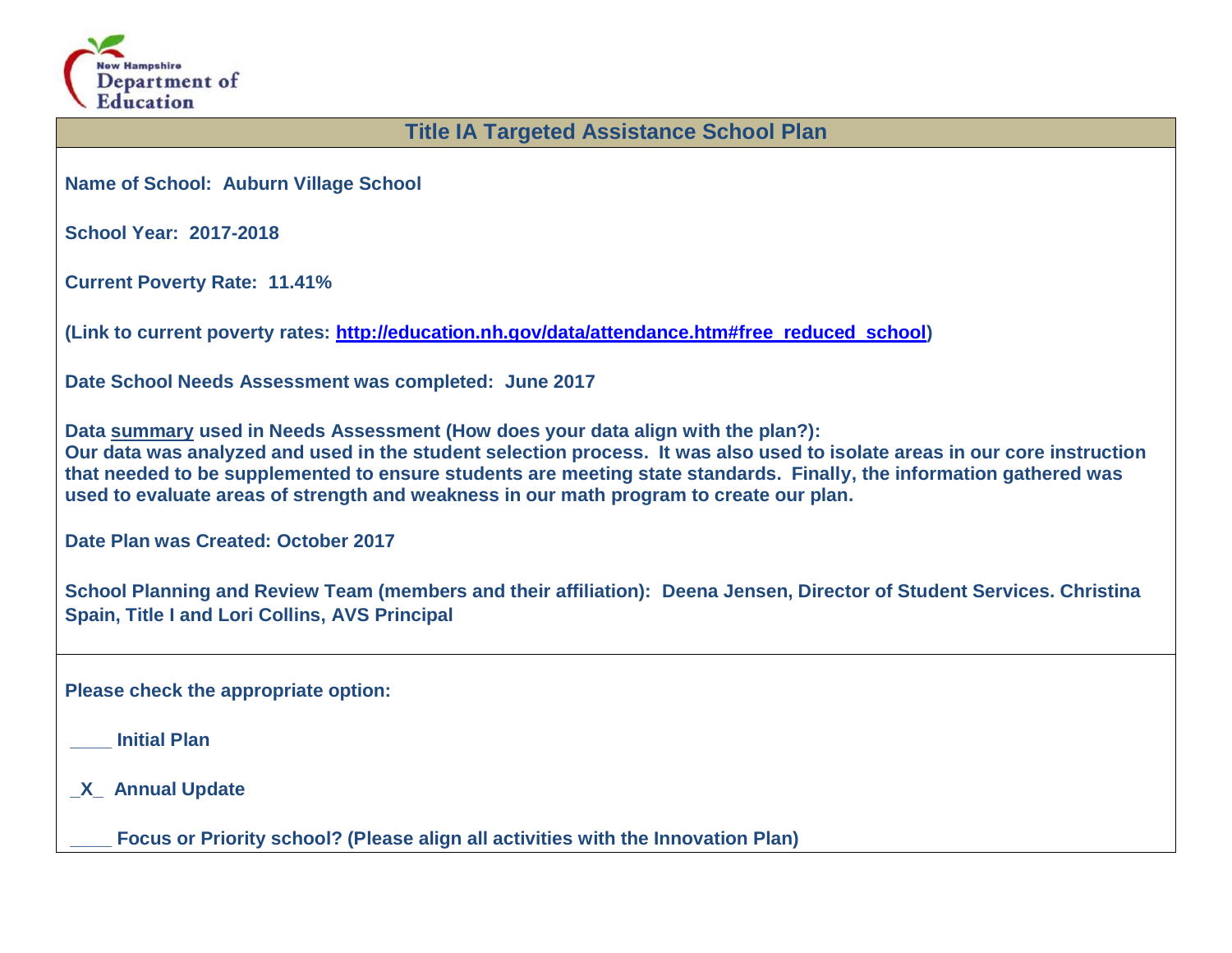New Hampshire Department of Education

# Title IA Targeted Assistance School Plan

**Name of School: Auburn Village School**

**School Year: 2017-2018**

**Current Poverty Rate: 11.41%**

**(Link to current poverty rates: [http://education.nh.gov/data/attendance.htm#free_reduced_school](http://education.nh.gov/data/attendance.htm#free_reduced_school))**

**Date School Needs Assessment was completed: June 2017**

**Data summary used in Needs Assessment (How does your data align with the plan?):**
**Our data was analyzed and used in the student selection process. It was also used to isolate areas in our core instruction that needed to be supplemented to ensure students are meeting state standards. Finally, the information gathered was used to evaluate areas of strength and weakness in our math program to create our plan.**

**Date Plan was Created: October 2017**

**School Planning and Review Team (members and their affiliation): Deena Jensen, Director of Student Services. Christina Spain, Title I and Lori Collins, AVS Principal**

---

**Please check the appropriate option:**

**____ Initial Plan**

**_X_ Annual Update**

**____ Focus or Priority school? (Please align all activities with the Innovation Plan)**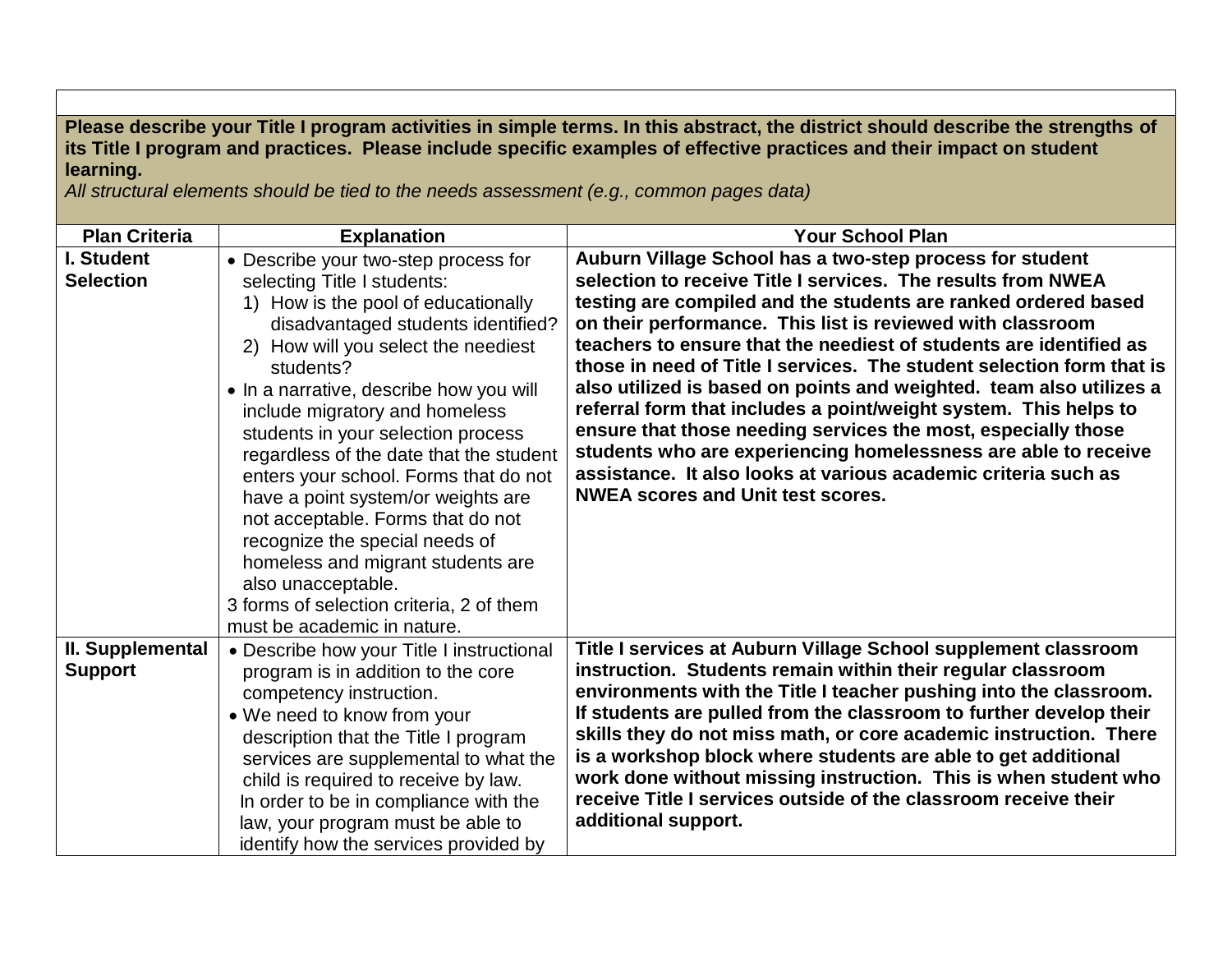**Please describe your Title I program activities in simple terms. In this abstract, the district should describe the strengths of its Title I program and practices. Please include specific examples of effective practices and their impact on student learning.**

*All structural elements should be tied to the needs assessment (e.g., common pages data)*

| Plan Criteria | Explanation | Your School Plan |
|---|---|---|
| **I. Student Selection** | • Describe your two-step process for selecting Title I students:<br>1) How is the pool of educationally disadvantaged students identified?<br>2) How will you select the neediest students?<br>• In a narrative, describe how you will include migratory and homeless students in your selection process regardless of the date that the student enters your school. Forms that do not have a point system/or weights are not acceptable. Forms that do not recognize the special needs of homeless and migrant students are also unacceptable.<br>3 forms of selection criteria, 2 of them must be academic in nature. | **Auburn Village School has a two-step process for student selection to receive Title I services. The results from NWEA testing are compiled and the students are ranked ordered based on their performance. This list is reviewed with classroom teachers to ensure that the neediest of students are identified as those in need of Title I services. The student selection form that is also utilized is based on points and weighted. team also utilizes a referral form that includes a point/weight system. This helps to ensure that those needing services the most, especially those students who are experiencing homelessness are able to receive assistance. It also looks at various academic criteria such as NWEA scores and Unit test scores.** |
| **II. Supplemental Support** | • Describe how your Title I instructional program is in addition to the core competency instruction.<br>• We need to know from your description that the Title I program services are supplemental to what the child is required to receive by law. In order to be in compliance with the law, your program must be able to identify how the services provided by | **Title I services at Auburn Village School supplement classroom instruction. Students remain within their regular classroom environments with the Title I teacher pushing into the classroom. If students are pulled from the classroom to further develop their skills they do not miss math, or core academic instruction. There is a workshop block where students are able to get additional work done without missing instruction. This is when student who receive Title I services outside of the classroom receive their additional support.** |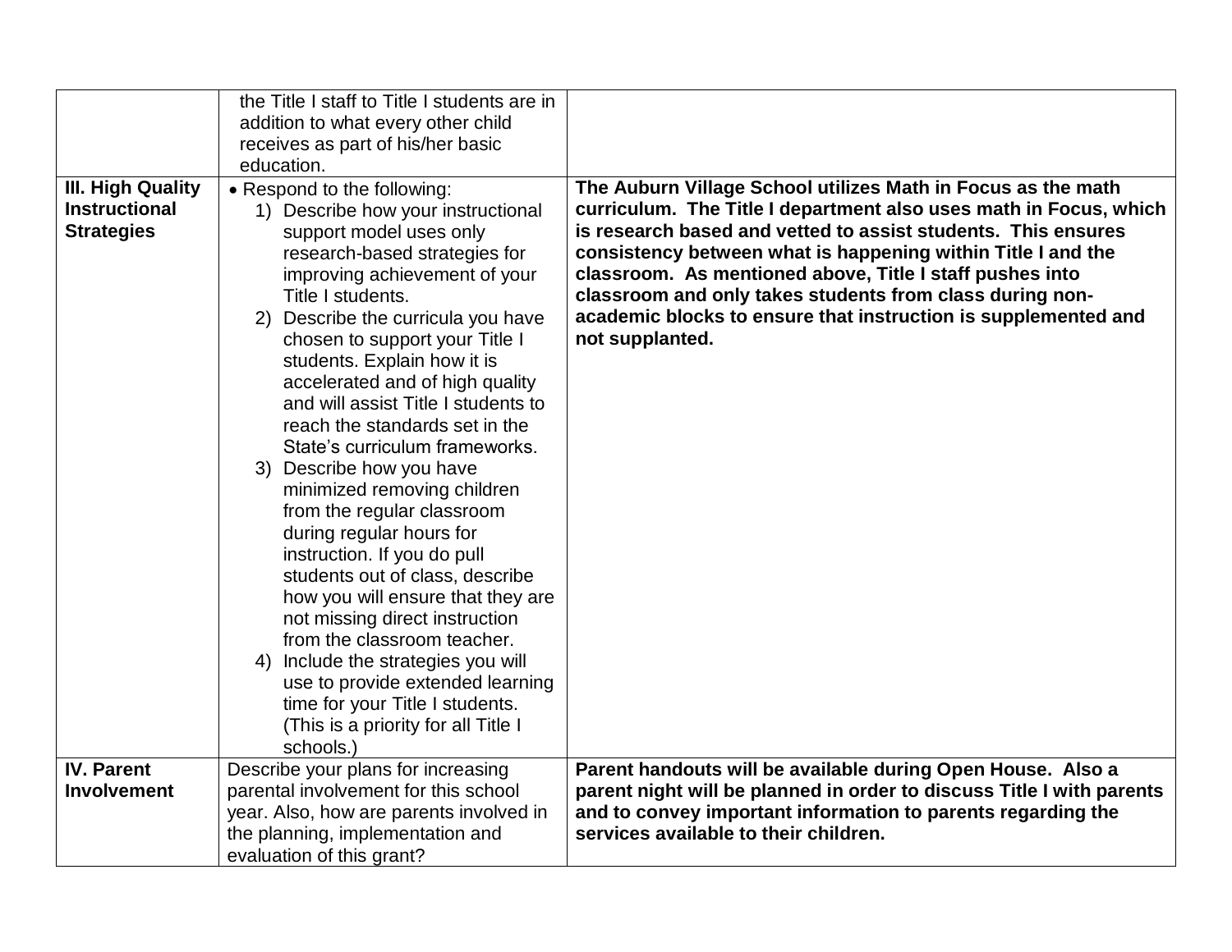| | | |
|---|---|---|
| | the Title I staff to Title I students are in addition to what every other child receives as part of his/her basic education. | |
| **III. High Quality Instructional Strategies** | • Respond to the following:<br>1) Describe how your instructional support model uses only research-based strategies for improving achievement of your Title I students.<br>2) Describe the curricula you have chosen to support your Title I students. Explain how it is accelerated and of high quality and will assist Title I students to reach the standards set in the State's curriculum frameworks.<br>3) Describe how you have minimized removing children from the regular classroom during regular hours for instruction. If you do pull students out of class, describe how you will ensure that they are not missing direct instruction from the classroom teacher.<br>4) Include the strategies you will use to provide extended learning time for your Title I students. (This is a priority for all Title I schools.) | **The Auburn Village School utilizes Math in Focus as the math curriculum. The Title I department also uses math in Focus, which is research based and vetted to assist students. This ensures consistency between what is happening within Title I and the classroom. As mentioned above, Title I staff pushes into classroom and only takes students from class during non-academic blocks to ensure that instruction is supplemented and not supplanted.** |
| **IV. Parent Involvement** | Describe your plans for increasing parental involvement for this school year. Also, how are parents involved in the planning, implementation and evaluation of this grant? | **Parent handouts will be available during Open House. Also a parent night will be planned in order to discuss Title I with parents and to convey important information to parents regarding the services available to their children.** |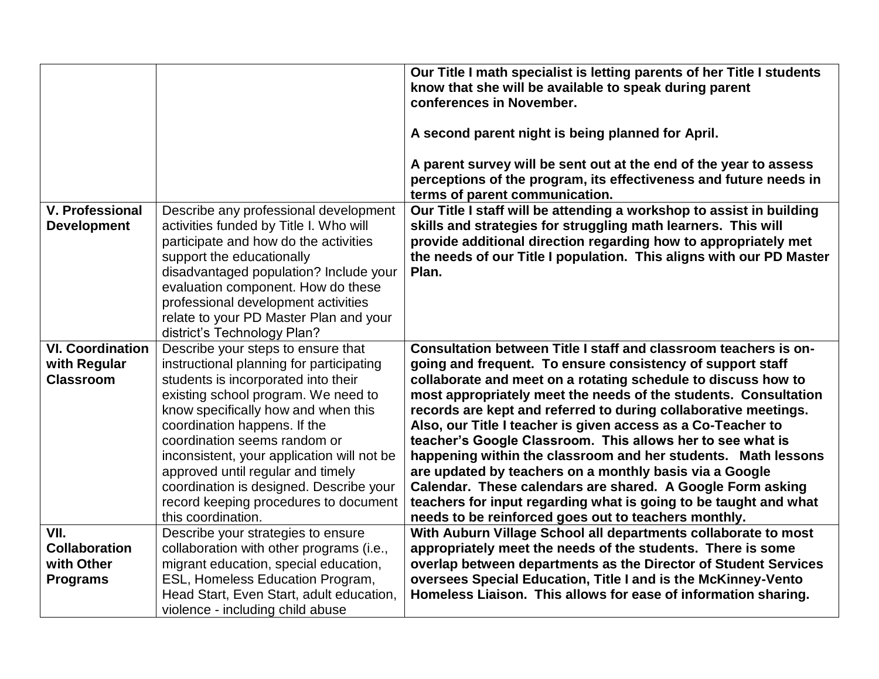| | | |
|---|---|---|
| | | **Our Title I math specialist is letting parents of her Title I students know that she will be available to speak during parent conferences in November.**<br><br>**A second parent night is being planned for April.**<br><br>**A parent survey will be sent out at the end of the year to assess perceptions of the program, its effectiveness and future needs in terms of parent communication.** |
| **V. Professional Development** | Describe any professional development activities funded by Title I. Who will participate and how do the activities support the educationally disadvantaged population? Include your evaluation component. How do these professional development activities relate to your PD Master Plan and your district's Technology Plan? | **Our Title I staff will be attending a workshop to assist in building skills and strategies for struggling math learners. This will provide additional direction regarding how to appropriately met the needs of our Title I population. This aligns with our PD Master Plan.** |
| **VI. Coordination with Regular Classroom** | Describe your steps to ensure that instructional planning for participating students is incorporated into their existing school program. We need to know specifically how and when this coordination happens. If the coordination seems random or inconsistent, your application will not be approved until regular and timely coordination is designed. Describe your record keeping procedures to document this coordination. | **Consultation between Title I staff and classroom teachers is on-going and frequent. To ensure consistency of support staff collaborate and meet on a rotating schedule to discuss how to most appropriately meet the needs of the students. Consultation records are kept and referred to during collaborative meetings. Also, our Title I teacher is given access as a Co-Teacher to teacher's Google Classroom. This allows her to see what is happening within the classroom and her students. Math lessons are updated by teachers on a monthly basis via a Google Calendar. These calendars are shared. A Google Form asking teachers for input regarding what is going to be taught and what needs to be reinforced goes out to teachers monthly.** |
| **VII. Collaboration with Other Programs** | Describe your strategies to ensure collaboration with other programs (i.e., migrant education, special education, ESL, Homeless Education Program, Head Start, Even Start, adult education, violence - including child abuse | **With Auburn Village School all departments collaborate to most appropriately meet the needs of the students. There is some overlap between departments as the Director of Student Services oversees Special Education, Title I and is the McKinney-Vento Homeless Liaison. This allows for ease of information sharing.** |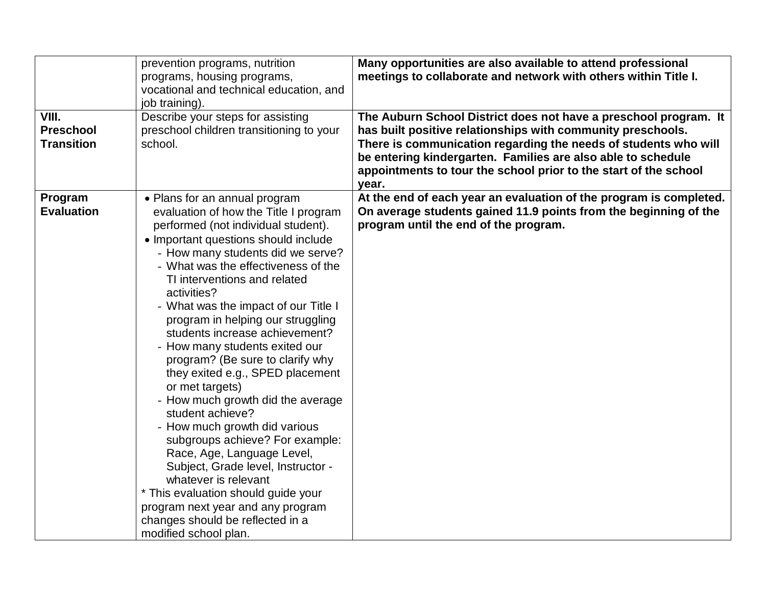| | | |
|---|---|---|
| | prevention programs, nutrition programs, housing programs, vocational and technical education, and job training). | **Many opportunities are also available to attend professional meetings to collaborate and network with others within Title I.** |
| **VIII. Preschool Transition** | Describe your steps for assisting preschool children transitioning to your school. | **The Auburn School District does not have a preschool program. It has built positive relationships with community preschools. There is communication regarding the needs of students who will be entering kindergarten. Families are also able to schedule appointments to tour the school prior to the start of the school year.** |
| **Program Evaluation** | • Plans for an annual program evaluation of how the Title I program performed (not individual student).<br>• Important questions should include<br>- How many students did we serve?<br>- What was the effectiveness of the TI interventions and related activities?<br>- What was the impact of our Title I program in helping our struggling students increase achievement?<br>- How many students exited our program? (Be sure to clarify why they exited e.g., SPED placement or met targets)<br>- How much growth did the average student achieve?<br>- How much growth did various subgroups achieve? For example: Race, Age, Language Level, Subject, Grade level, Instructor - whatever is relevant<br>* This evaluation should guide your program next year and any program changes should be reflected in a modified school plan. | **At the end of each year an evaluation of the program is completed. On average students gained 11.9 points from the beginning of the program until the end of the program.** |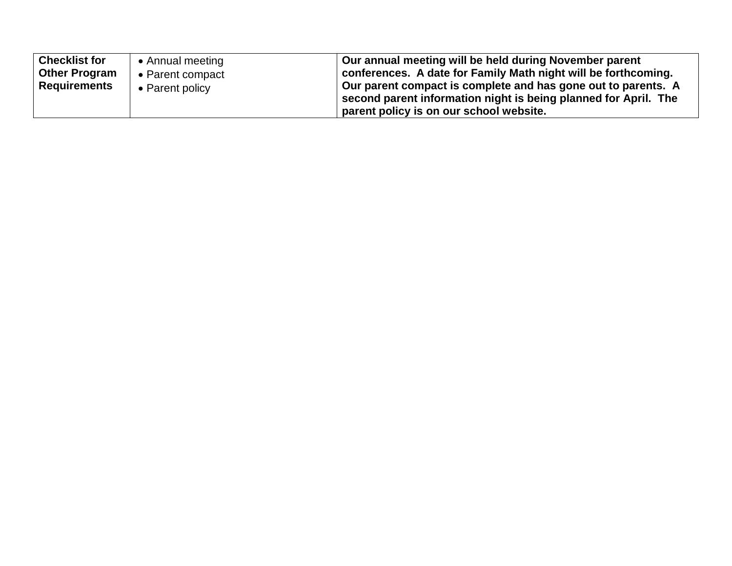| | | |
|---|---|---|
| **Checklist for Other Program Requirements** | • Annual meeting<br>• Parent compact<br>• Parent policy | **Our annual meeting will be held during November parent conferences. A date for Family Math night will be forthcoming. Our parent compact is complete and has gone out to parents. A second parent information night is being planned for April. The parent policy is on our school website.** |